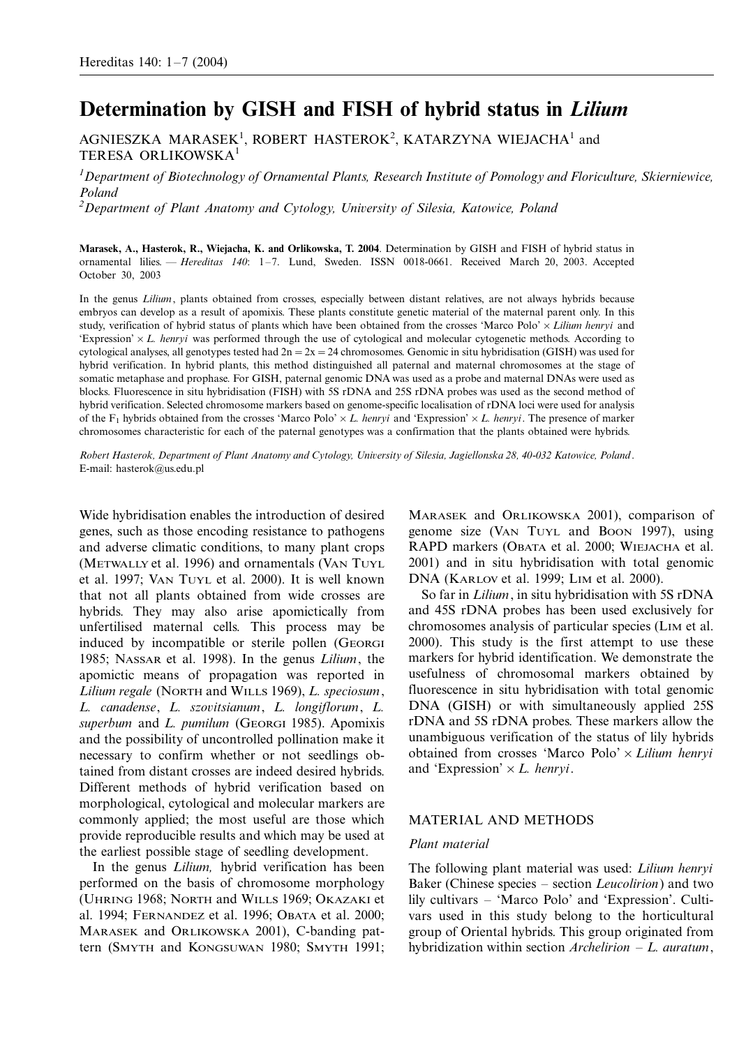# Determination by GISH and FISH of hybrid status in *Lilium*

AGNIESZKA MARASEK[1], ROBERT HASTEROK[2], KATARZYNA WIEJACHA[1] and TERESA ORLIKOWSKA[1]

[1] *Department of Biotechnology of Ornamental Plants, Research Institute of Pomology and Floriculture, Skierniewice, Poland*

[2] *Department of Plant Anatomy and Cytology, University of Silesia, Katowice, Poland*

**Marasek, A., Hasterok, R., Wiejacha, K. and Orlikowska, T. 2004**. Determination by GISH and FISH of hybrid status in ornamental lilies. — *Hereditas 140*: 1–7. Lund, Sweden. ISSN 0018-0661. Received March 20, 2003. Accepted October 30, 2003

In the genus *Lilium*, plants obtained from crosses, especially between distant relatives, are not always hybrids because embryos can develop as a result of apomixis. These plants constitute genetic material of the maternal parent only. In this study, verification of hybrid status of plants which have been obtained from the crosses 'Marco Polo' × *Lilium henryi* and 'Expression' × *L. henryi* was performed through the use of cytological and molecular cytogenetic methods. According to cytological analyses, all genotypes tested had $2n = 2x = 24$ chromosomes. Genomic in situ hybridisation (GISH) was used for hybrid verification. In hybrid plants, this method distinguished all paternal and maternal chromosomes at the stage of somatic metaphase and prophase. For GISH, paternal genomic DNA was used as a probe and maternal DNAs were used as blocks. Fluorescence in situ hybridisation (FISH) with 5S rDNA and 25S rDNA probes was used as the second method of hybrid verification. Selected chromosome markers based on genome-specific localisation of rDNA loci were used for analysis of the $F_1$ hybrids obtained from the crosses 'Marco Polo' × *L. henryi* and 'Expression' × *L. henryi*. The presence of marker chromosomes characteristic for each of the paternal genotypes was a confirmation that the plants obtained were hybrids.

*Robert Hasterok, Department of Plant Anatomy and Cytology, University of Silesia, Jagiellonska 28, 40-032 Katowice, Poland.* E-mail: hasterok@us.edu.pl

Wide hybridisation enables the introduction of desired genes, such as those encoding resistance to pathogens and adverse climatic conditions, to many plant crops (METWALLY et al. 1996) and ornamentals (VAN TUYL et al. 1997; VAN TUYL et al. 2000). It is well known that not all plants obtained from wide crosses are hybrids. They may also arise apomictically from unfertilised maternal cells. This process may be induced by incompatible or sterile pollen (GEORGI 1985; NASSAR et al. 1998). In the genus *Lilium*, the apomictic means of propagation was reported in *Lilium regale* (NORTH and WILLS 1969), *L. speciosum*, *L. canadense*, *L. szovitsianum*, *L. longiflorum*, *L. superbum* and *L. pumilum* (GEORGI 1985). Apomixis and the possibility of uncontrolled pollination make it necessary to confirm whether or not seedlings obtained from distant crosses are indeed desired hybrids. Different methods of hybrid verification based on morphological, cytological and molecular markers are commonly applied; the most useful are those which provide reproducible results and which may be used at the earliest possible stage of seedling development.

In the genus *Lilium*, hybrid verification has been performed on the basis of chromosome morphology (UHRING 1968; NORTH and WILLS 1969; OKAZAKI et al. 1994; FERNANDEZ et al. 1996; OBATA et al. 2000; MARASEK and ORLIKOWSKA 2001), C-banding pattern (SMYTH and KONGSUWAN 1980; SMYTH 1991; MARASEK and ORLIKOWSKA 2001), comparison of genome size (VAN TUYL and BOON 1997), using RAPD markers (OBATA et al. 2000; WIEJACHA et al. 2001) and in situ hybridisation with total genomic DNA (KARLOV et al. 1999; LIM et al. 2000).

So far in *Lilium*, in situ hybridisation with 5S rDNA and 45S rDNA probes has been used exclusively for chromosomes analysis of particular species (LIM et al. 2000). This study is the first attempt to use these markers for hybrid identification. We demonstrate the usefulness of chromosomal markers obtained by fluorescence in situ hybridisation with total genomic DNA (GISH) or with simultaneously applied 25S rDNA and 5S rDNA probes. These markers allow the unambiguous verification of the status of lily hybrids obtained from crosses 'Marco Polo' × *Lilium henryi* and 'Expression' × *L. henryi*.

## MATERIAL AND METHODS

### *Plant material*

The following plant material was used: *Lilium henryi* Baker (Chinese species – section *Leucolirion*) and two lily cultivars – 'Marco Polo' and 'Expression'. Cultivars used in this study belong to the horticultural group of Oriental hybrids. This group originated from hybridization within section *Archelirion* – *L. auratum*,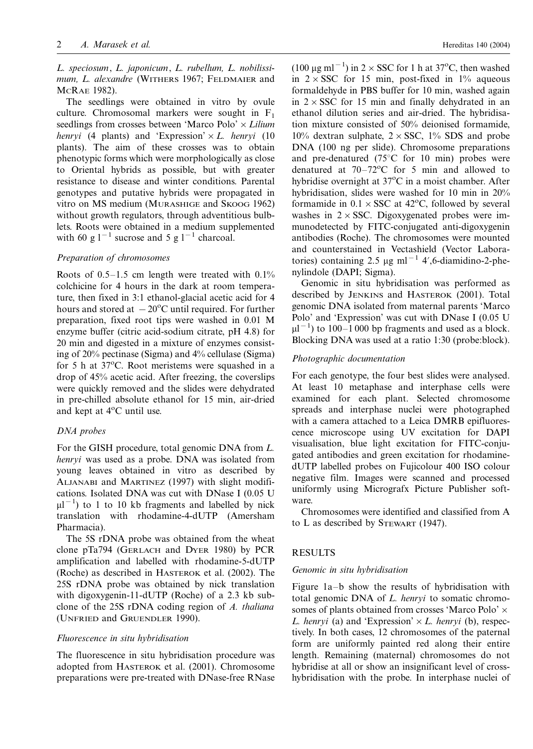*L. speciosum*, *L. japonicum*, *L. rubellum*, *L. nobilissimum*, *L. alexandre* (Withers 1967; Feldmaier and McRae 1982).

The seedlings were obtained in vitro by ovule culture. Chromosomal markers were sought in $F_1$ seedlings from crosses between 'Marco Polo' × *Lilium henryi* (4 plants) and 'Expression' × *L. henryi* (10 plants). The aim of these crosses was to obtain phenotypic forms which were morphologically as close to Oriental hybrids as possible, but with greater resistance to disease and winter conditions. Parental genotypes and putative hybrids were propagated in vitro on MS medium (Murashige and Skoog 1962) without growth regulators, through adventitious bulblets. Roots were obtained in a medium supplemented with 60 g $l^{-1}$ sucrose and 5 g $l^{-1}$ charcoal.

### Preparation of chromosomes

Roots of 0.5–1.5 cm length were treated with 0.1% colchicine for 4 hours in the dark at room temperature, then fixed in 3:1 ethanol-glacial acetic acid for 4 hours and stored at −20°C until required. For further preparation, fixed root tips were washed in 0.01 M enzyme buffer (citric acid-sodium citrate, pH 4.8) for 20 min and digested in a mixture of enzymes consisting of 20% pectinase (Sigma) and 4% cellulase (Sigma) for 5 h at 37°C. Root meristems were squashed in a drop of 45% acetic acid. After freezing, the coverslips were quickly removed and the slides were dehydrated in pre-chilled absolute ethanol for 15 min, air-dried and kept at 4°C until use.

### DNA probes

For the GISH procedure, total genomic DNA from *L. henryi* was used as a probe. DNA was isolated from young leaves obtained in vitro as described by Aljanabi and Martinez (1997) with slight modifications. Isolated DNA was cut with DNase I (0.05 U $\mu l^{-1}$) to 1 to 10 kb fragments and labelled by nick translation with rhodamine-4-dUTP (Amersham Pharmacia).

The 5S rDNA probe was obtained from the wheat clone pTa794 (Gerlach and Dyer 1980) by PCR amplification and labelled with rhodamine-5-dUTP (Roche) as described in Hasterok et al. (2002). The 25S rDNA probe was obtained by nick translation with digoxygenin-11-dUTP (Roche) of a 2.3 kb subclone of the 25S rDNA coding region of *A. thaliana* (Unfried and Gruendler 1990).

### Fluorescence in situ hybridisation

The fluorescence in situ hybridisation procedure was adopted from Hasterok et al. (2001). Chromosome preparations were pre-treated with DNase-free RNase (100 μg $ml^{-1}$) in 2 × SSC for 1 h at 37°C, then washed in 2 × SSC for 15 min, post-fixed in 1% aqueous formaldehyde in PBS buffer for 10 min, washed again in 2 × SSC for 15 min and finally dehydrated in an ethanol dilution series and air-dried. The hybridisation mixture consisted of 50% deionised formamide, 10% dextran sulphate, 2 × SSC, 1% SDS and probe DNA (100 ng per slide). Chromosome preparations and pre-denatured (75°C for 10 min) probes were denatured at 70–72°C for 5 min and allowed to hybridise overnight at 37°C in a moist chamber. After hybridisation, slides were washed for 10 min in 20% formamide in 0.1 × SSC at 42°C, followed by several washes in 2 × SSC. Digoxygenated probes were immunodetected by FITC-conjugated anti-digoxygenin antibodies (Roche). The chromosomes were mounted and counterstained in Vectashield (Vector Laboratories) containing 2.5 μg $ml^{-1}$ 4′,6-diamidino-2-phenylindole (DAPI; Sigma).

Genomic in situ hybridisation was performed as described by Jenkins and Hasterok (2001). Total genomic DNA isolated from maternal parents 'Marco Polo' and 'Expression' was cut with DNase I (0.05 U $\mu l^{-1}$) to 100–1 000 bp fragments and used as a block. Blocking DNA was used at a ratio 1:30 (probe:block).

### Photographic documentation

For each genotype, the four best slides were analysed. At least 10 metaphase and interphase cells were examined for each plant. Selected chromosome spreads and interphase nuclei were photographed with a camera attached to a Leica DMRB epifluorescence microscope using UV excitation for DAPI visualisation, blue light excitation for FITC-conjugated antibodies and green excitation for rhodamine-dUTP labelled probes on Fujicolour 400 ISO colour negative film. Images were scanned and processed uniformly using Micrografx Picture Publisher software.

Chromosomes were identified and classified from A to L as described by Stewart (1947).

## RESULTS

### Genomic in situ hybridisation

Figure 1a–b show the results of hybridisation with total genomic DNA of *L. henryi* to somatic chromosomes of plants obtained from crosses 'Marco Polo' × *L. henryi* (a) and 'Expression' × *L. henryi* (b), respectively. In both cases, 12 chromosomes of the paternal form are uniformly painted red along their entire length. Remaining (maternal) chromosomes do not hybridise at all or show an insignificant level of cross-hybridisation with the probe. In interphase nuclei of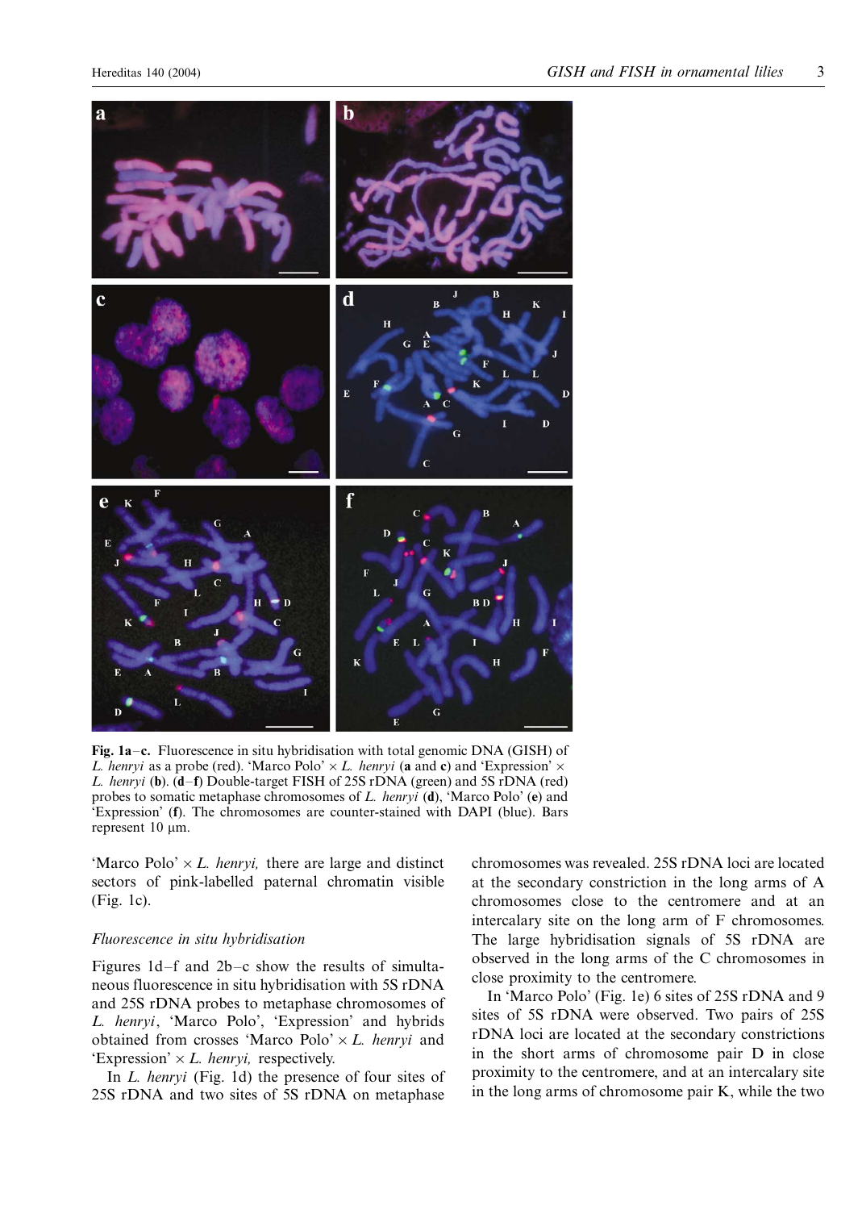Fig. 1a–c. Fluorescence in situ hybridisation with total genomic DNA (GISH) of *L. henryi* as a probe (red). 'Marco Polo' × *L. henryi* (**a** and **c**) and 'Expression' × *L. henryi* (**b**). (**d**–**f**) Double-target FISH of 25S rDNA (green) and 5S rDNA (red) probes to somatic metaphase chromosomes of *L. henryi* (**d**), 'Marco Polo' (**e**) and 'Expression' (**f**). The chromosomes are counter-stained with DAPI (blue). Bars represent 10 μm.

'Marco Polo' × *L. henryi,* there are large and distinct sectors of pink-labelled paternal chromatin visible (Fig. 1c).

### *Fluorescence in situ hybridisation*

Figures 1d–f and 2b–c show the results of simultaneous fluorescence in situ hybridisation with 5S rDNA and 25S rDNA probes to metaphase chromosomes of *L. henryi*, 'Marco Polo', 'Expression' and hybrids obtained from crosses 'Marco Polo' × *L. henryi* and 'Expression' × *L. henryi,* respectively.

In *L. henryi* (Fig. 1d) the presence of four sites of 25S rDNA and two sites of 5S rDNA on metaphase chromosomes was revealed. 25S rDNA loci are located at the secondary constriction in the long arms of A chromosomes close to the centromere and at an intercalary site on the long arm of F chromosomes. The large hybridisation signals of 5S rDNA are observed in the long arms of the C chromosomes in close proximity to the centromere.

In 'Marco Polo' (Fig. 1e) 6 sites of 25S rDNA and 9 sites of 5S rDNA were observed. Two pairs of 25S rDNA loci are located at the secondary constrictions in the short arms of chromosome pair D in close proximity to the centromere, and at an intercalary site in the long arms of chromosome pair K, while the two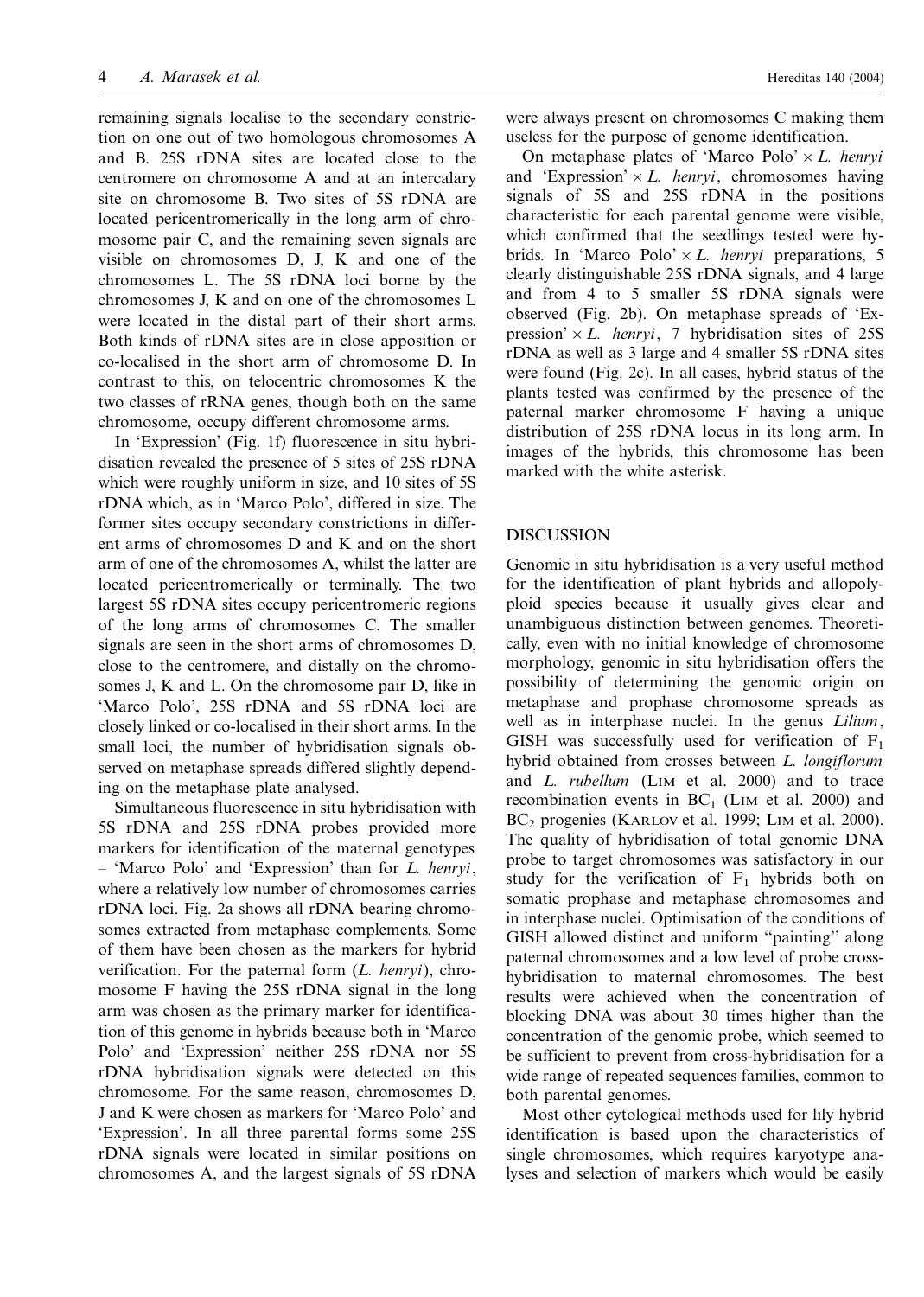remaining signals localise to the secondary constriction on one out of two homologous chromosomes A and B. 25S rDNA sites are located close to the centromere on chromosome A and at an intercalary site on chromosome B. Two sites of 5S rDNA are located pericentromerically in the long arm of chromosome pair C, and the remaining seven signals are visible on chromosomes D, J, K and one of the chromosomes L. The 5S rDNA loci borne by the chromosomes J, K and on one of the chromosomes L were located in the distal part of their short arms. Both kinds of rDNA sites are in close apposition or co-localised in the short arm of chromosome D. In contrast to this, on telocentric chromosomes K the two classes of rRNA genes, though both on the same chromosome, occupy different chromosome arms.

In 'Expression' (Fig. 1f) fluorescence in situ hybridisation revealed the presence of 5 sites of 25S rDNA which were roughly uniform in size, and 10 sites of 5S rDNA which, as in 'Marco Polo', differed in size. The former sites occupy secondary constrictions in different arms of chromosomes D and K and on the short arm of one of the chromosomes A, whilst the latter are located pericentromerically or terminally. The two largest 5S rDNA sites occupy pericentromeric regions of the long arms of chromosomes C. The smaller signals are seen in the short arms of chromosomes D, close to the centromere, and distally on the chromosomes J, K and L. On the chromosome pair D, like in 'Marco Polo', 25S rDNA and 5S rDNA loci are closely linked or co-localised in their short arms. In the small loci, the number of hybridisation signals observed on metaphase spreads differed slightly depending on the metaphase plate analysed.

Simultaneous fluorescence in situ hybridisation with 5S rDNA and 25S rDNA probes provided more markers for identification of the maternal genotypes – 'Marco Polo' and 'Expression' than for *L. henryi*, where a relatively low number of chromosomes carries rDNA loci. Fig. 2a shows all rDNA bearing chromosomes extracted from metaphase complements. Some of them have been chosen as the markers for hybrid verification. For the paternal form (*L. henryi*), chromosome F having the 25S rDNA signal in the long arm was chosen as the primary marker for identification of this genome in hybrids because both in 'Marco Polo' and 'Expression' neither 25S rDNA nor 5S rDNA hybridisation signals were detected on this chromosome. For the same reason, chromosomes D, J and K were chosen as markers for 'Marco Polo' and 'Expression'. In all three parental forms some 25S rDNA signals were located in similar positions on chromosomes A, and the largest signals of 5S rDNA were always present on chromosomes C making them useless for the purpose of genome identification.

On metaphase plates of 'Marco Polo' × *L. henryi* and 'Expression' × *L. henryi*, chromosomes having signals of 5S and 25S rDNA in the positions characteristic for each parental genome were visible, which confirmed that the seedlings tested were hybrids. In 'Marco Polo' × *L. henryi* preparations, 5 clearly distinguishable 25S rDNA signals, and 4 large and from 4 to 5 smaller 5S rDNA signals were observed (Fig. 2b). On metaphase spreads of 'Expression' × *L. henryi*, 7 hybridisation sites of 25S rDNA as well as 3 large and 4 smaller 5S rDNA sites were found (Fig. 2c). In all cases, hybrid status of the plants tested was confirmed by the presence of the paternal marker chromosome F having a unique distribution of 25S rDNA locus in its long arm. In images of the hybrids, this chromosome has been marked with the white asterisk.

## DISCUSSION

Genomic in situ hybridisation is a very useful method for the identification of plant hybrids and allopolyploid species because it usually gives clear and unambiguous distinction between genomes. Theoretically, even with no initial knowledge of chromosome morphology, genomic in situ hybridisation offers the possibility of determining the genomic origin on metaphase and prophase chromosome spreads as well as in interphase nuclei. In the genus *Lilium*, GISH was successfully used for verification of $F_1$ hybrid obtained from crosses between *L. longiflorum* and *L. rubellum* (Lim et al. 2000) and to trace recombination events in $BC_1$ (Lim et al. 2000) and $BC_2$ progenies (Karlov et al. 1999; Lim et al. 2000). The quality of hybridisation of total genomic DNA probe to target chromosomes was satisfactory in our study for the verification of $F_1$ hybrids both on somatic prophase and metaphase chromosomes and in interphase nuclei. Optimisation of the conditions of GISH allowed distinct and uniform "painting" along paternal chromosomes and a low level of probe cross-hybridisation to maternal chromosomes. The best results were achieved when the concentration of blocking DNA was about 30 times higher than the concentration of the genomic probe, which seemed to be sufficient to prevent from cross-hybridisation for a wide range of repeated sequences families, common to both parental genomes.

Most other cytological methods used for lily hybrid identification is based upon the characteristics of single chromosomes, which requires karyotype analyses and selection of markers which would be easily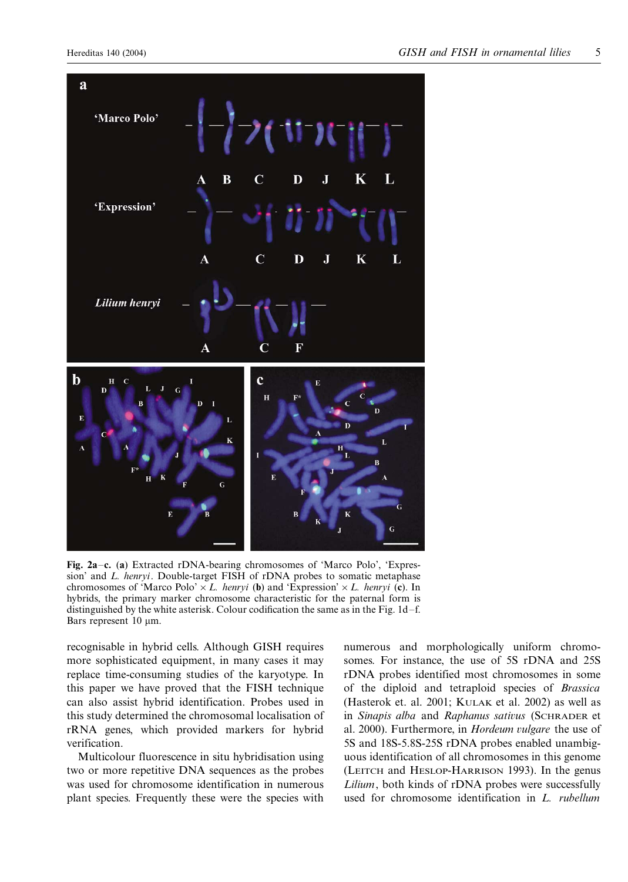**Fig. 2a–c.** (**a**) Extracted rDNA-bearing chromosomes of 'Marco Polo', 'Expression' and *L. henryi*. Double-target FISH of rDNA probes to somatic metaphase chromosomes of 'Marco Polo' × *L. henryi* (**b**) and 'Expression' × *L. henryi* (**c**). In hybrids, the primary marker chromosome characteristic for the paternal form is distinguished by the white asterisk. Colour codification the same as in the Fig. 1d–f. Bars represent 10 μm.

recognisable in hybrid cells. Although GISH requires more sophisticated equipment, in many cases it may replace time-consuming studies of the karyotype. In this paper we have proved that the FISH technique can also assist hybrid identification. Probes used in this study determined the chromosomal localisation of rRNA genes, which provided markers for hybrid verification.

Multicolour fluorescence in situ hybridisation using two or more repetitive DNA sequences as the probes was used for chromosome identification in numerous plant species. Frequently these were the species with numerous and morphologically uniform chromosomes. For instance, the use of 5S rDNA and 25S rDNA probes identified most chromosomes in some of the diploid and tetraploid species of *Brassica* (Hasterok et. al. 2001; Kulak et al. 2002) as well as in *Sinapis alba* and *Raphanus sativus* (Schrader et al. 2000). Furthermore, in *Hordeum vulgare* the use of 5S and 18S-5.8S-25S rDNA probes enabled unambiguous identification of all chromosomes in this genome (Leitch and Heslop-Harrison 1993). In the genus *Lilium*, both kinds of rDNA probes were successfully used for chromosome identification in *L. rubellum*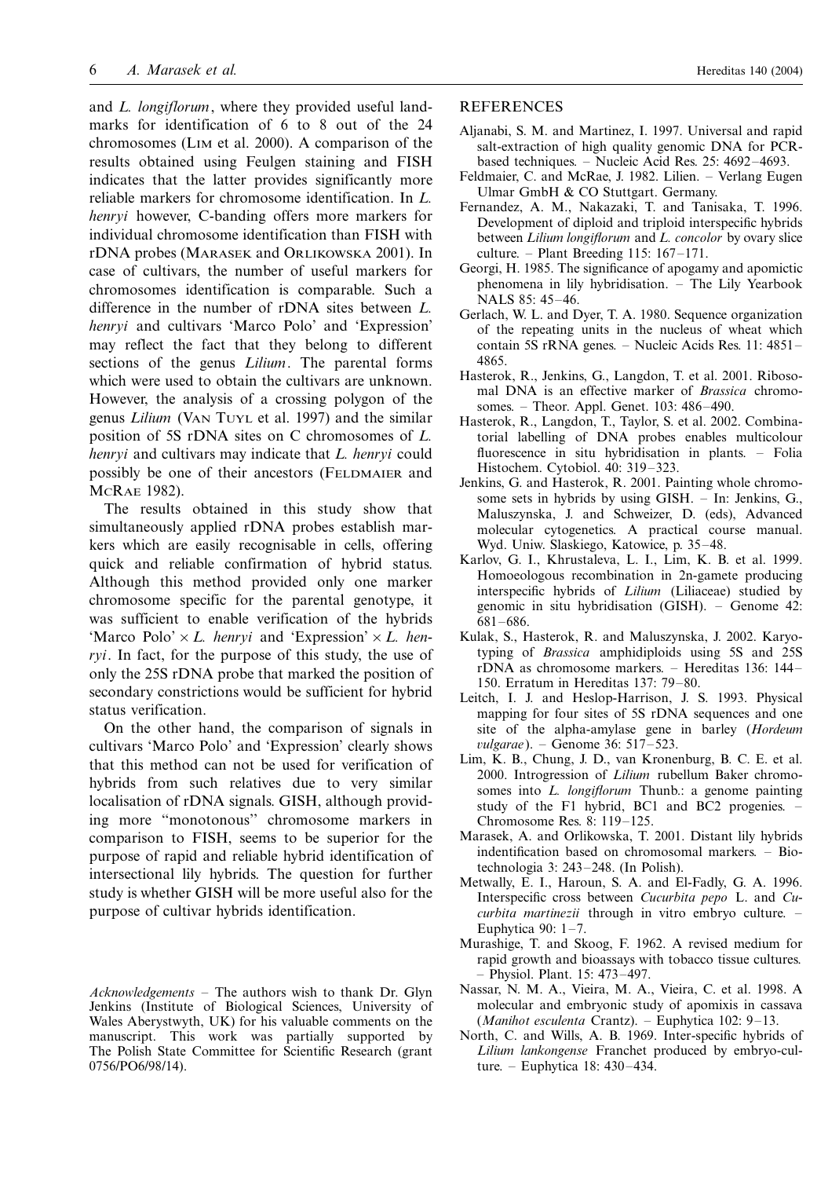and *L. longiflorum*, where they provided useful landmarks for identification of 6 to 8 out of the 24 chromosomes (Lim et al. 2000). A comparison of the results obtained using Feulgen staining and FISH indicates that the latter provides significantly more reliable markers for chromosome identification. In *L. henryi* however, C-banding offers more markers for individual chromosome identification than FISH with rDNA probes (Marasek and Orlikowska 2001). In case of cultivars, the number of useful markers for chromosomes identification is comparable. Such a difference in the number of rDNA sites between *L. henryi* and cultivars 'Marco Polo' and 'Expression' may reflect the fact that they belong to different sections of the genus *Lilium*. The parental forms which were used to obtain the cultivars are unknown. However, the analysis of a crossing polygon of the genus *Lilium* (Van Tuyl et al. 1997) and the similar position of 5S rDNA sites on C chromosomes of *L. henryi* and cultivars may indicate that *L. henryi* could possibly be one of their ancestors (Feldmaier and McRae 1982).

The results obtained in this study show that simultaneously applied rDNA probes establish markers which are easily recognisable in cells, offering quick and reliable confirmation of hybrid status. Although this method provided only one marker chromosome specific for the parental genotype, it was sufficient to enable verification of the hybrids 'Marco Polo' × *L. henryi* and 'Expression' × *L. henryi*. In fact, for the purpose of this study, the use of only the 25S rDNA probe that marked the position of secondary constrictions would be sufficient for hybrid status verification.

On the other hand, the comparison of signals in cultivars 'Marco Polo' and 'Expression' clearly shows that this method can not be used for verification of hybrids from such relatives due to very similar localisation of rDNA signals. GISH, although providing more "monotonous" chromosome markers in comparison to FISH, seems to be superior for the purpose of rapid and reliable hybrid identification of intersectional lily hybrids. The question for further study is whether GISH will be more useful also for the purpose of cultivar hybrids identification.

*Acknowledgements* – The authors wish to thank Dr. Glyn Jenkins (Institute of Biological Sciences, University of Wales Aberystwyth, UK) for his valuable comments on the manuscript. This work was partially supported by The Polish State Committee for Scientific Research (grant 0756/PO6/98/14).

## REFERENCES

Aljanabi, S. M. and Martinez, I. 1997. Universal and rapid salt-extraction of high quality genomic DNA for PCR-based techniques. – Nucleic Acid Res. 25: 4692–4693.

Feldmaier, C. and McRae, J. 1982. Lilien. – Verlang Eugen Ulmar GmbH & CO Stuttgart. Germany.

Fernandez, A. M., Nakazaki, T. and Tanisaka, T. 1996. Development of diploid and triploid interspecific hybrids between *Lilium longiflorum* and *L. concolor* by ovary slice culture. – Plant Breeding 115: 167–171.

Georgi, H. 1985. The significance of apogamy and apomictic phenomena in lily hybridisation. – The Lily Yearbook NALS 85: 45–46.

Gerlach, W. L. and Dyer, T. A. 1980. Sequence organization of the repeating units in the nucleus of wheat which contain 5S rRNA genes. – Nucleic Acids Res. 11: 4851–4865.

Hasterok, R., Jenkins, G., Langdon, T. et al. 2001. Ribosomal DNA is an effective marker of *Brassica* chromosomes. – Theor. Appl. Genet. 103: 486–490.

Hasterok, R., Langdon, T., Taylor, S. et al. 2002. Combinatorial labelling of DNA probes enables multicolour fluorescence in situ hybridisation in plants. – Folia Histochem. Cytobiol. 40: 319–323.

Jenkins, G. and Hasterok, R. 2001. Painting whole chromosome sets in hybrids by using GISH. – In: Jenkins, G., Maluszynska, J. and Schweizer, D. (eds), Advanced molecular cytogenetics. A practical course manual. Wyd. Uniw. Slaskiego, Katowice, p. 35–48.

Karlov, G. I., Khrustaleva, L. I., Lim, K. B. et al. 1999. Homoeologous recombination in 2n-gamete producing interspecific hybrids of *Lilium* (Liliaceae) studied by genomic in situ hybridisation (GISH). – Genome 42: 681–686.

Kulak, S., Hasterok, R. and Maluszynska, J. 2002. Karyotyping of *Brassica* amphidiploids using 5S and 25S rDNA as chromosome markers. – Hereditas 136: 144–150. Erratum in Hereditas 137: 79–80.

Leitch, I. J. and Heslop-Harrison, J. S. 1993. Physical mapping for four sites of 5S rDNA sequences and one site of the alpha-amylase gene in barley (*Hordeum vulgarae*). – Genome 36: 517–523.

Lim, K. B., Chung, J. D., van Kronenburg, B. C. E. et al. 2000. Introgression of *Lilium* rubellum Baker chromosomes into *L. longiflorum* Thunb.: a genome painting study of the F1 hybrid, BC1 and BC2 progenies. – Chromosome Res. 8: 119–125.

Marasek, A. and Orlikowska, T. 2001. Distant lily hybrids indentification based on chromosomal markers. – Biotechnologia 3: 243–248. (In Polish).

Metwally, E. I., Haroun, S. A. and El-Fadly, G. A. 1996. Interspecific cross between *Cucurbita pepo* L. and *Cucurbita martinezii* through in vitro embryo culture. – Euphytica 90: 1–7.

Murashige, T. and Skoog, F. 1962. A revised medium for rapid growth and bioassays with tobacco tissue cultures. – Physiol. Plant. 15: 473–497.

Nassar, N. M. A., Vieira, M. A., Vieira, C. et al. 1998. A molecular and embryonic study of apomixis in cassava (*Manihot esculenta* Crantz). – Euphytica 102: 9–13.

North, C. and Wills, A. B. 1969. Inter-specific hybrids of *Lilium lankongense* Franchet produced by embryo-culture. – Euphytica 18: 430–434.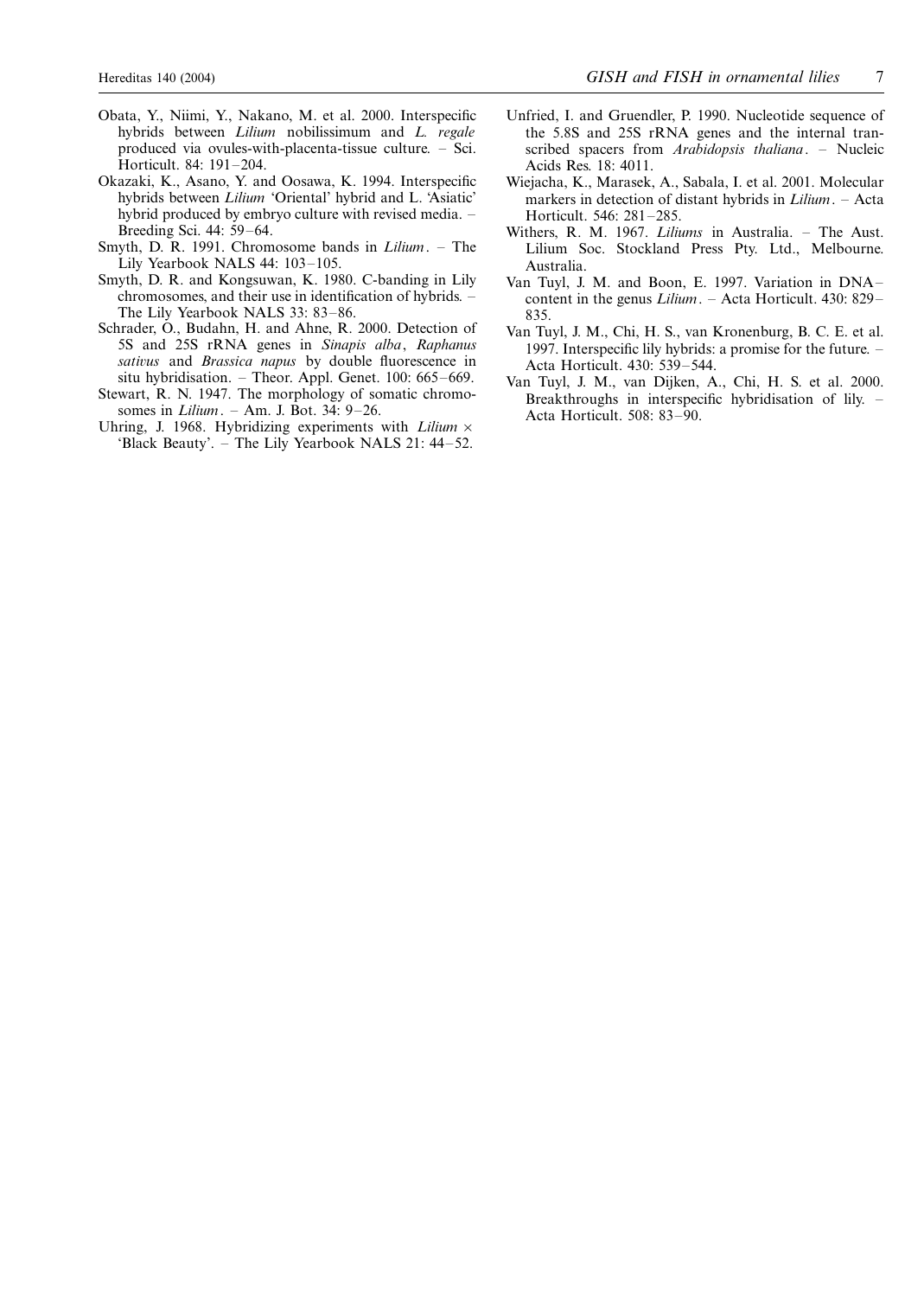Obata, Y., Niimi, Y., Nakano, M. et al. 2000. Interspecific hybrids between *Lilium* nobilissimum and *L. regale* produced via ovules-with-placenta-tissue culture. – Sci. Horticult. 84: 191–204.

Okazaki, K., Asano, Y. and Oosawa, K. 1994. Interspecific hybrids between *Lilium* 'Oriental' hybrid and L. 'Asiatic' hybrid produced by embryo culture with revised media. – Breeding Sci. 44: 59–64.

Smyth, D. R. 1991. Chromosome bands in *Lilium*. – The Lily Yearbook NALS 44: 103–105.

Smyth, D. R. and Kongsuwan, K. 1980. C-banding in Lily chromosomes, and their use in identification of hybrids. – The Lily Yearbook NALS 33: 83–86.

Schrader, O., Budahn, H. and Ahne, R. 2000. Detection of 5S and 25S rRNA genes in *Sinapis alba*, *Raphanus sativus* and *Brassica napus* by double fluorescence in situ hybridisation. – Theor. Appl. Genet. 100: 665–669.

Stewart, R. N. 1947. The morphology of somatic chromosomes in *Lilium*. – Am. J. Bot. 34: 9–26.

Uhring, J. 1968. Hybridizing experiments with *Lilium* × 'Black Beauty'. – The Lily Yearbook NALS 21: 44–52.

Unfried, I. and Gruendler, P. 1990. Nucleotide sequence of the 5.8S and 25S rRNA genes and the internal transcribed spacers from *Arabidopsis thaliana*. – Nucleic Acids Res. 18: 4011.

Wiejacha, K., Marasek, A., Sabala, I. et al. 2001. Molecular markers in detection of distant hybrids in *Lilium*. – Acta Horticult. 546: 281–285.

Withers, R. M. 1967. *Liliums* in Australia. – The Aust. Lilium Soc. Stockland Press Pty. Ltd., Melbourne. Australia.

Van Tuyl, J. M. and Boon, E. 1997. Variation in DNA-content in the genus *Lilium*. – Acta Horticult. 430: 829–835.

Van Tuyl, J. M., Chi, H. S., van Kronenburg, B. C. E. et al. 1997. Interspecific lily hybrids: a promise for the future. – Acta Horticult. 430: 539–544.

Van Tuyl, J. M., van Dijken, A., Chi, H. S. et al. 2000. Breakthroughs in interspecific hybridisation of lily. – Acta Horticult. 508: 83–90.